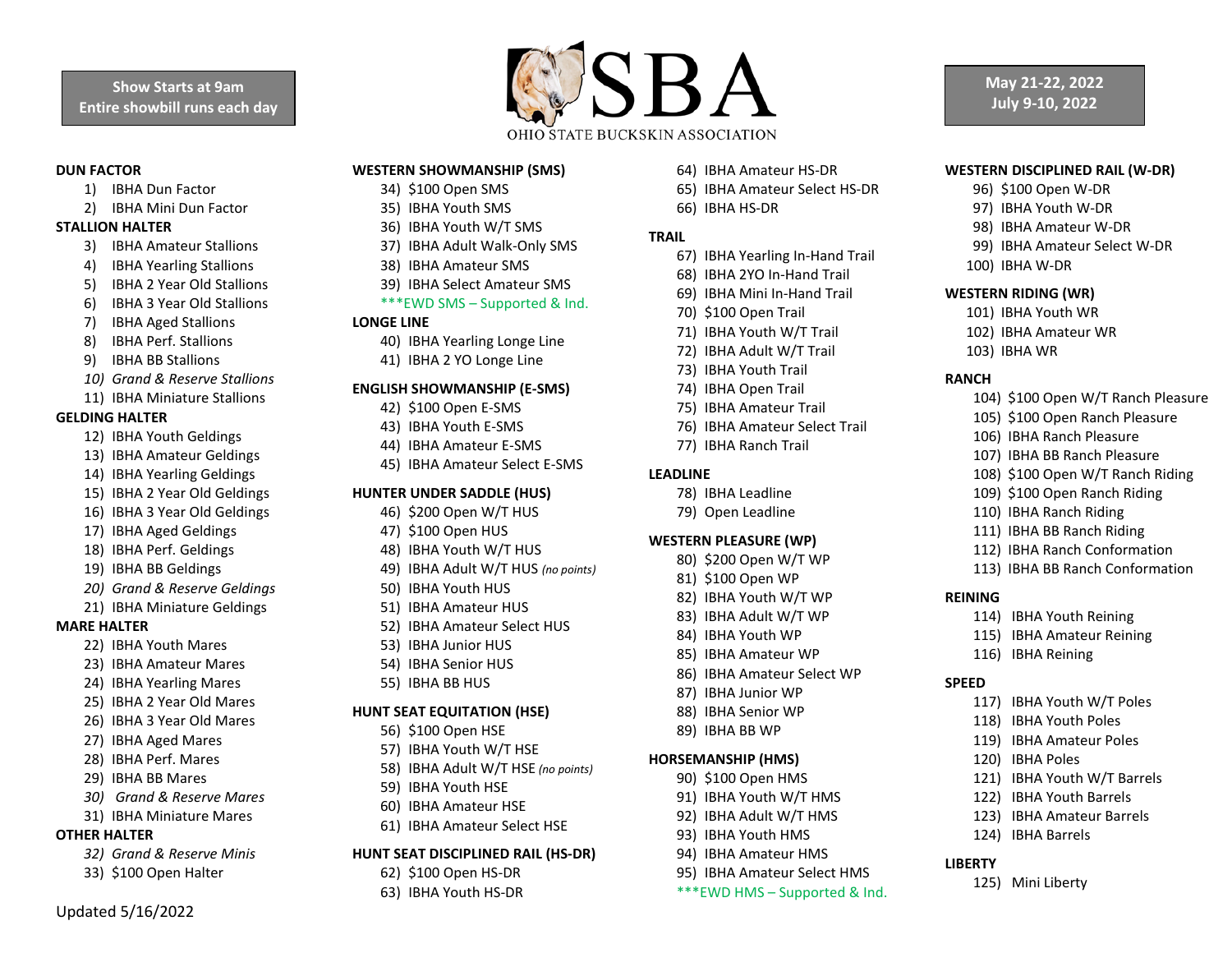**Show Starts at 9am**
**Entire showbill runs each day**

# OSBA
OHIO STATE BUCKSKIN ASSOCIATION

**May 21-22, 2022**
**July 9-10, 2022**

**DUN FACTOR**

1) IBHA Dun Factor
2) IBHA Mini Dun Factor

**STALLION HALTER**

3) IBHA Amateur Stallions
4) IBHA Yearling Stallions
5) IBHA 2 Year Old Stallions
6) IBHA 3 Year Old Stallions
7) IBHA Aged Stallions
8) IBHA Perf. Stallions
9) IBHA BB Stallions
10) *Grand & Reserve Stallions*
11) IBHA Miniature Stallions

**GELDING HALTER**

12) IBHA Youth Geldings
13) IBHA Amateur Geldings
14) IBHA Yearling Geldings
15) IBHA 2 Year Old Geldings
16) IBHA 3 Year Old Geldings
17) IBHA Aged Geldings
18) IBHA Perf. Geldings
19) IBHA BB Geldings
20) *Grand & Reserve Geldings*
21) IBHA Miniature Geldings

**MARE HALTER**

22) IBHA Youth Mares
23) IBHA Amateur Mares
24) IBHA Yearling Mares
25) IBHA 2 Year Old Mares
26) IBHA 3 Year Old Mares
27) IBHA Aged Mares
28) IBHA Perf. Mares
29) IBHA BB Mares
30) *Grand & Reserve Mares*
31) IBHA Miniature Mares

**OTHER HALTER**

32) *Grand & Reserve Minis*
33) $100 Open Halter

**WESTERN SHOWMANSHIP (SMS)**

34) $100 Open SMS
35) IBHA Youth SMS
36) IBHA Youth W/T SMS
37) IBHA Adult Walk-Only SMS
38) IBHA Amateur SMS
39) IBHA Select Amateur SMS

***EWD SMS – Supported & Ind.

**LONGE LINE**

40) IBHA Yearling Longe Line
41) IBHA 2 YO Longe Line

**ENGLISH SHOWMANSHIP (E-SMS)**

42) $100 Open E-SMS
43) IBHA Youth E-SMS
44) IBHA Amateur E-SMS
45) IBHA Amateur Select E-SMS

**HUNTER UNDER SADDLE (HUS)**

46) $200 Open W/T HUS
47) $100 Open HUS
48) IBHA Youth W/T HUS
49) IBHA Adult W/T HUS *(no points)*
50) IBHA Youth HUS
51) IBHA Amateur HUS
52) IBHA Amateur Select HUS
53) IBHA Junior HUS
54) IBHA Senior HUS
55) IBHA BB HUS

**HUNT SEAT EQUITATION (HSE)**

56) $100 Open HSE
57) IBHA Youth W/T HSE
58) IBHA Adult W/T HSE *(no points)*
59) IBHA Youth HSE
60) IBHA Amateur HSE
61) IBHA Amateur Select HSE

**HUNT SEAT DISCIPLINED RAIL (HS-DR)**

62) $100 Open HS-DR
63) IBHA Youth HS-DR
64) IBHA Amateur HS-DR
65) IBHA Amateur Select HS-DR
66) IBHA HS-DR

**TRAIL**

67) IBHA Yearling In-Hand Trail
68) IBHA 2YO In-Hand Trail
69) IBHA Mini In-Hand Trail
70) $100 Open Trail
71) IBHA Youth W/T Trail
72) IBHA Adult W/T Trail
73) IBHA Youth Trail
74) IBHA Open Trail
75) IBHA Amateur Trail
76) IBHA Amateur Select Trail
77) IBHA Ranch Trail

**LEADLINE**

78) IBHA Leadline
79) Open Leadline

**WESTERN PLEASURE (WP)**

80) $200 Open W/T WP
81) $100 Open WP
82) IBHA Youth W/T WP
83) IBHA Adult W/T WP
84) IBHA Youth WP
85) IBHA Amateur WP
86) IBHA Amateur Select WP
87) IBHA Junior WP
88) IBHA Senior WP
89) IBHA BB WP

**HORSEMANSHIP (HMS)**

90) $100 Open HMS
91) IBHA Youth W/T HMS
92) IBHA Adult W/T HMS
93) IBHA Youth HMS
94) IBHA Amateur HMS
95) IBHA Amateur Select HMS

***EWD HMS – Supported & Ind.

**WESTERN DISCIPLINED RAIL (W-DR)**

96) $100 Open W-DR
97) IBHA Youth W-DR
98) IBHA Amateur W-DR
99) IBHA Amateur Select W-DR
100) IBHA W-DR

**WESTERN RIDING (WR)**

101) IBHA Youth WR
102) IBHA Amateur WR
103) IBHA WR

**RANCH**

104) $100 Open W/T Ranch Pleasure
105) $100 Open Ranch Pleasure
106) IBHA Ranch Pleasure
107) IBHA BB Ranch Pleasure
108) $100 Open W/T Ranch Riding
109) $100 Open Ranch Riding
110) IBHA Ranch Riding
111) IBHA BB Ranch Riding
112) IBHA Ranch Conformation
113) IBHA BB Ranch Conformation

**REINING**

114) IBHA Youth Reining
115) IBHA Amateur Reining
116) IBHA Reining

**SPEED**

117) IBHA Youth W/T Poles
118) IBHA Youth Poles
119) IBHA Amateur Poles
120) IBHA Poles
121) IBHA Youth W/T Barrels
122) IBHA Youth Barrels
123) IBHA Amateur Barrels
124) IBHA Barrels

**LIBERTY**

125) Mini Liberty

Updated 5/16/2022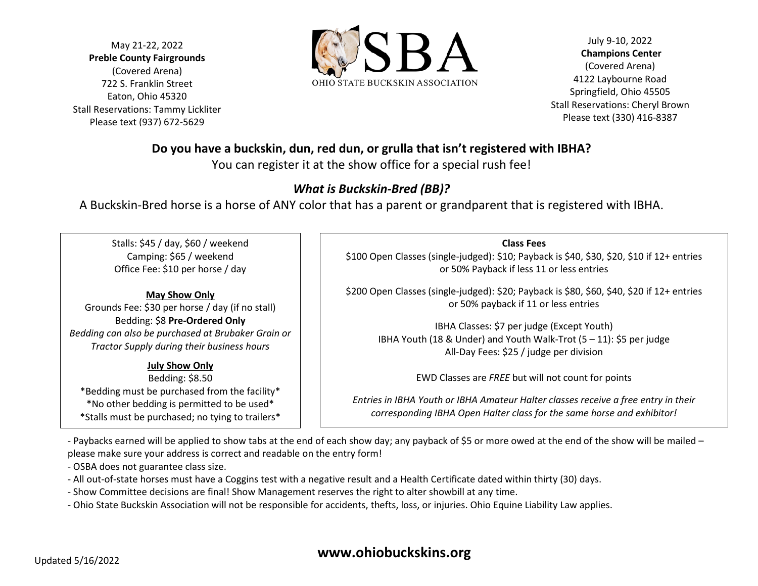May 21-22, 2022
**Preble County Fairgrounds**
(Covered Arena)
722 S. Franklin Street
Eaton, Ohio 45320
Stall Reservations: Tammy Lickliter
Please text (937) 672-5629

OSBA
OHIO STATE BUCKSKIN ASSOCIATION

July 9-10, 2022
**Champions Center**
(Covered Arena)
4122 Laybourne Road
Springfield, Ohio 45505
Stall Reservations: Cheryl Brown
Please text (330) 416-8387

**Do you have a buckskin, dun, red dun, or grulla that isn't registered with IBHA?**
You can register it at the show office for a special rush fee!

***What is Buckskin-Bred (BB)?***
A Buckskin-Bred horse is a horse of ANY color that has a parent or grandparent that is registered with IBHA.

Stalls: $45 / day, $60 / weekend
Camping: $65 / weekend
Office Fee: $10 per horse / day

**May Show Only**
Grounds Fee: $30 per horse / day (if no stall)
Bedding: $8 **Pre-Ordered Only**
*Bedding can also be purchased at Brubaker Grain or Tractor Supply during their business hours*

**July Show Only**
Bedding: $8.50
*Bedding must be purchased from the facility*
*No other bedding is permitted to be used*
*Stalls must be purchased; no tying to trailers*

**Class Fees**
$100 Open Classes (single-judged): $10; Payback is $40, $30, $20, $10 if 12+ entries or 50% Payback if less 11 or less entries

$200 Open Classes (single-judged): $20; Payback is $80, $60, $40, $20 if 12+ entries or 50% payback if 11 or less entries

IBHA Classes: $7 per judge (Except Youth)
IBHA Youth (18 & Under) and Youth Walk-Trot (5 – 11): $5 per judge
All-Day Fees: $25 / judge per division

EWD Classes are *FREE* but will not count for points

*Entries in IBHA Youth or IBHA Amateur Halter classes receive a free entry in their corresponding IBHA Open Halter class for the same horse and exhibitor!*

- Paybacks earned will be applied to show tabs at the end of each show day; any payback of $5 or more owed at the end of the show will be mailed – please make sure your address is correct and readable on the entry form!
- OSBA does not guarantee class size.
- All out-of-state horses must have a Coggins test with a negative result and a Health Certificate dated within thirty (30) days.
- Show Committee decisions are final! Show Management reserves the right to alter showbill at any time.
- Ohio State Buckskin Association will not be responsible for accidents, thefts, loss, or injuries. Ohio Equine Liability Law applies.

Updated 5/16/2022

**www.ohiobuckskins.org**